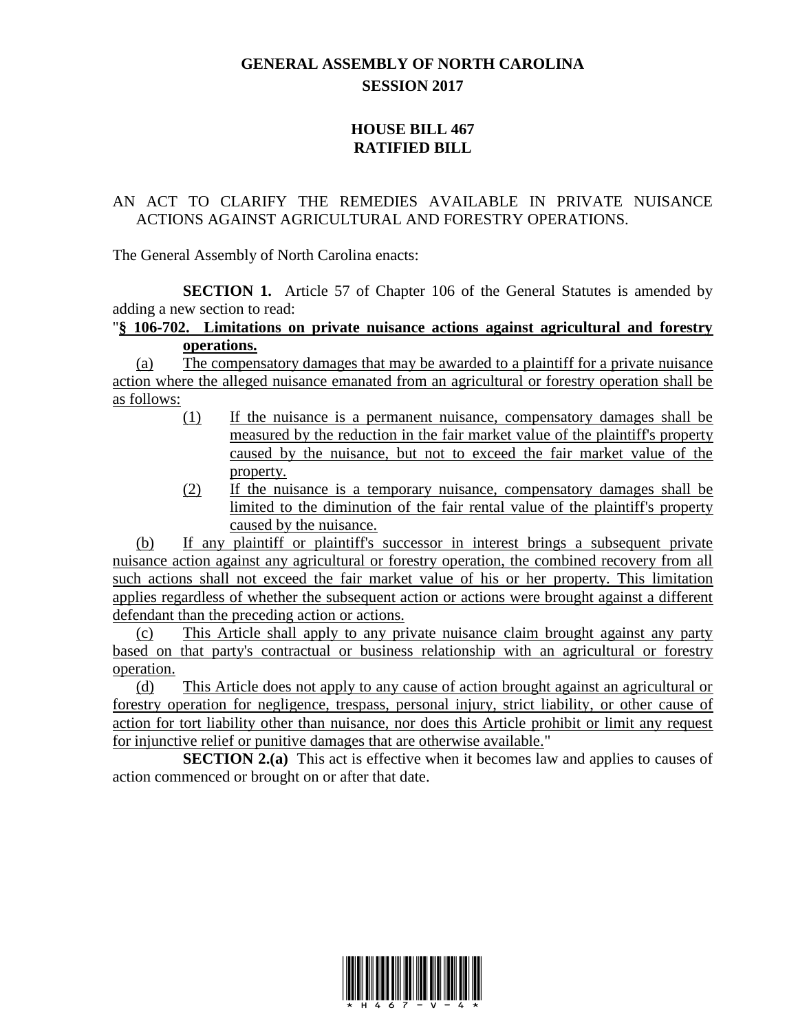# GENERAL ASSEMBLY OF NORTH CAROLINA
## SESSION 2017

## HOUSE BILL 467
## RATIFIED BILL

AN ACT TO CLARIFY THE REMEDIES AVAILABLE IN PRIVATE NUISANCE ACTIONS AGAINST AGRICULTURAL AND FORESTRY OPERATIONS.

The General Assembly of North Carolina enacts:

**SECTION 1.** Article 57 of Chapter 106 of the General Statutes is amended by adding a new section to read:

"**§ 106-702. Limitations on private nuisance actions against agricultural and forestry operations.**

(a) The compensatory damages that may be awarded to a plaintiff for a private nuisance action where the alleged nuisance emanated from an agricultural or forestry operation shall be as follows:

(1) If the nuisance is a permanent nuisance, compensatory damages shall be measured by the reduction in the fair market value of the plaintiff's property caused by the nuisance, but not to exceed the fair market value of the property.

(2) If the nuisance is a temporary nuisance, compensatory damages shall be limited to the diminution of the fair rental value of the plaintiff's property caused by the nuisance.

(b) If any plaintiff or plaintiff's successor in interest brings a subsequent private nuisance action against any agricultural or forestry operation, the combined recovery from all such actions shall not exceed the fair market value of his or her property. This limitation applies regardless of whether the subsequent action or actions were brought against a different defendant than the preceding action or actions.

(c) This Article shall apply to any private nuisance claim brought against any party based on that party's contractual or business relationship with an agricultural or forestry operation.

(d) This Article does not apply to any cause of action brought against an agricultural or forestry operation for negligence, trespass, personal injury, strict liability, or other cause of action for tort liability other than nuisance, nor does this Article prohibit or limit any request for injunctive relief or punitive damages that are otherwise available."

**SECTION 2.(a)** This act is effective when it becomes law and applies to causes of action commenced or brought on or after that date.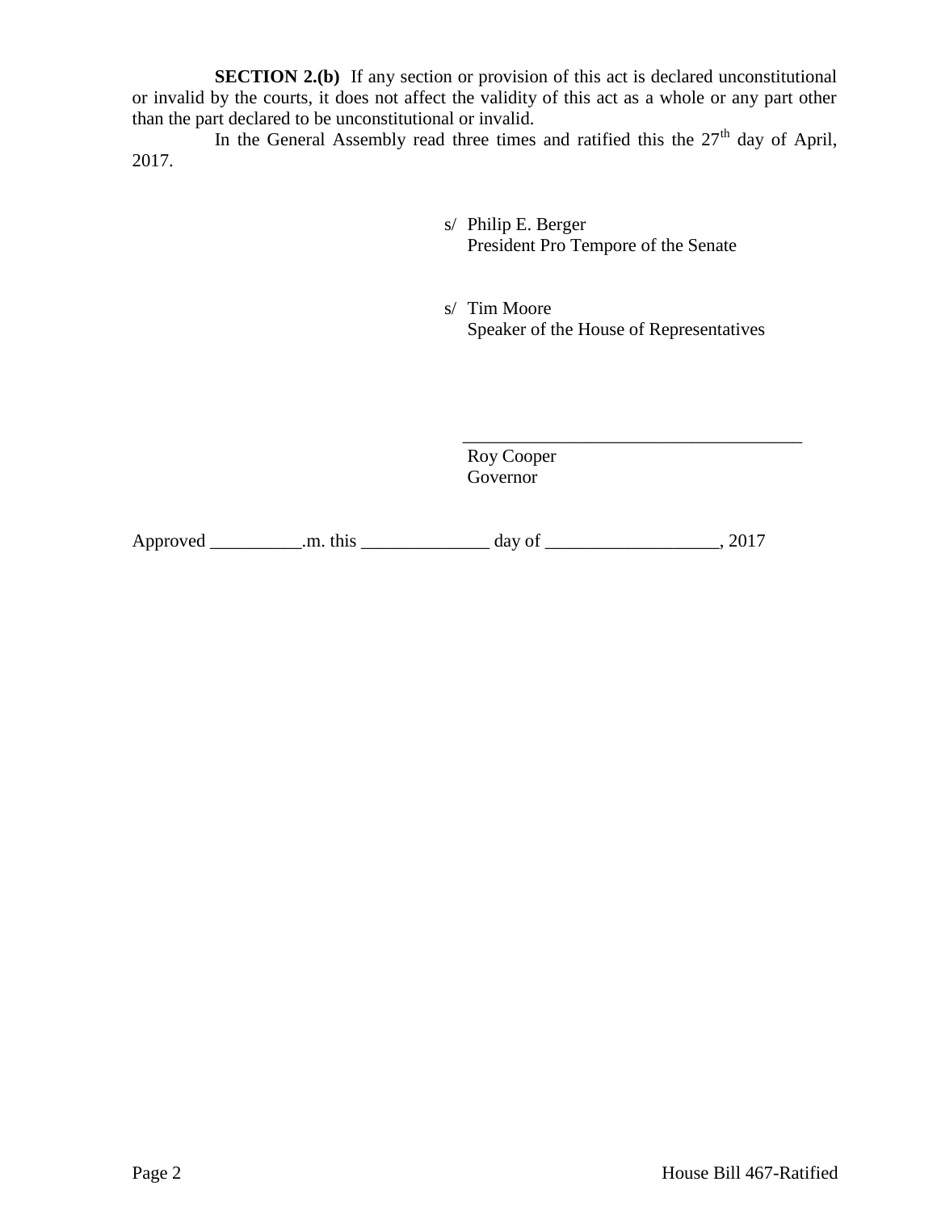**SECTION 2.(b)** If any section or provision of this act is declared unconstitutional or invalid by the courts, it does not affect the validity of this act as a whole or any part other than the part declared to be unconstitutional or invalid.

In the General Assembly read three times and ratified this the 27th day of April, 2017.

s/ Philip E. Berger
President Pro Tempore of the Senate

s/ Tim Moore
Speaker of the House of Representatives

_____________________________________
Roy Cooper
Governor

Approved __________.m. this ______________ day of ___________________, 2017